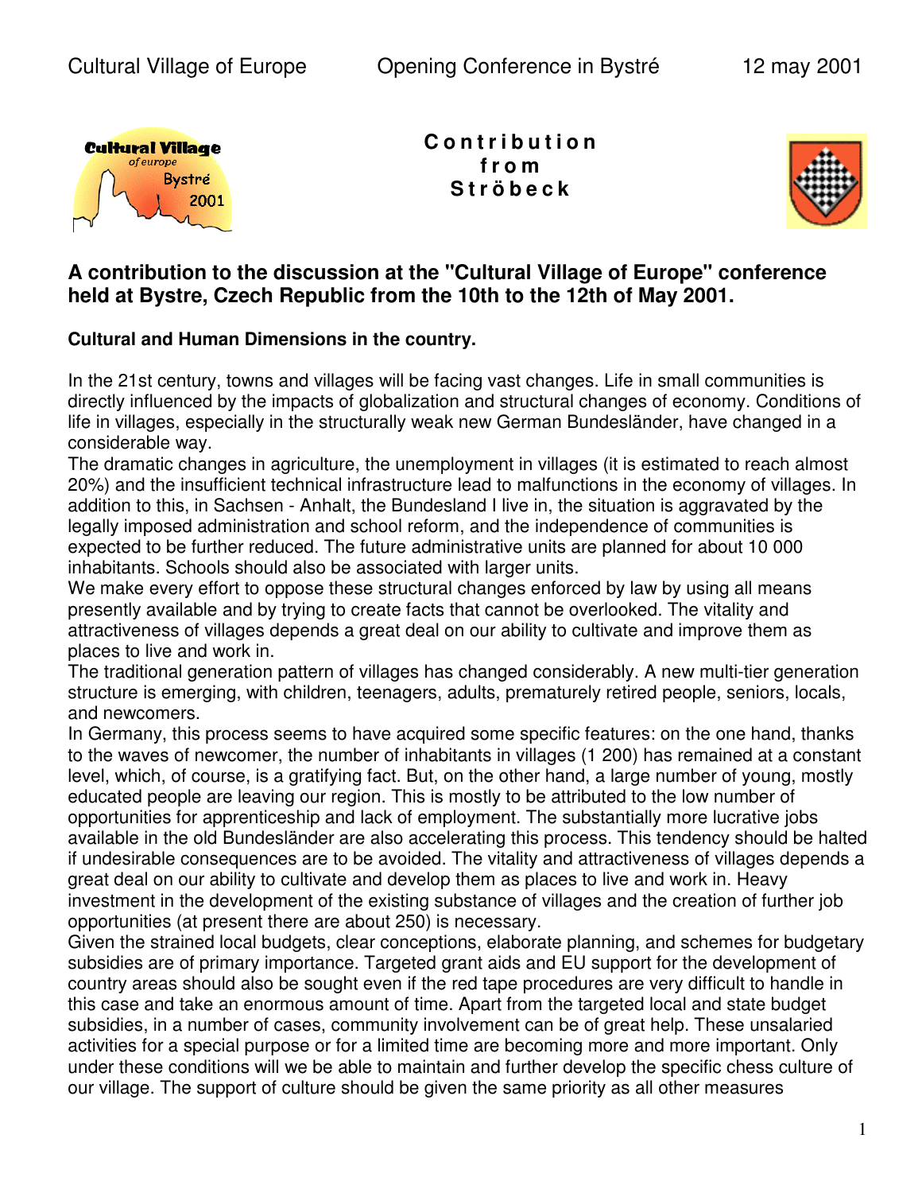**Contribution from Ströbeck**

## A contribution to the discussion at the "Cultural Village of Europe" conference held at Bystre, Czech Republic from the 10th to the 12th of May 2001.

### Cultural and Human Dimensions in the country.

In the 21st century, towns and villages will be facing vast changes. Life in small communities is directly influenced by the impacts of globalization and structural changes of economy. Conditions of life in villages, especially in the structurally weak new German Bundesländer, have changed in a considerable way.

The dramatic changes in agriculture, the unemployment in villages (it is estimated to reach almost 20%) and the insufficient technical infrastructure lead to malfunctions in the economy of villages. In addition to this, in Sachsen - Anhalt, the Bundesland I live in, the situation is aggravated by the legally imposed administration and school reform, and the independence of communities is expected to be further reduced. The future administrative units are planned for about 10 000 inhabitants. Schools should also be associated with larger units.

We make every effort to oppose these structural changes enforced by law by using all means presently available and by trying to create facts that cannot be overlooked. The vitality and attractiveness of villages depends a great deal on our ability to cultivate and improve them as places to live and work in.

The traditional generation pattern of villages has changed considerably. A new multi-tier generation structure is emerging, with children, teenagers, adults, prematurely retired people, seniors, locals, and newcomers.

In Germany, this process seems to have acquired some specific features: on the one hand, thanks to the waves of newcomer, the number of inhabitants in villages (1 200) has remained at a constant level, which, of course, is a gratifying fact. But, on the other hand, a large number of young, mostly educated people are leaving our region. This is mostly to be attributed to the low number of opportunities for apprenticeship and lack of employment. The substantially more lucrative jobs available in the old Bundesländer are also accelerating this process. This tendency should be halted if undesirable consequences are to be avoided. The vitality and attractiveness of villages depends a great deal on our ability to cultivate and develop them as places to live and work in. Heavy investment in the development of the existing substance of villages and the creation of further job opportunities (at present there are about 250) is necessary.

Given the strained local budgets, clear conceptions, elaborate planning, and schemes for budgetary subsidies are of primary importance. Targeted grant aids and EU support for the development of country areas should also be sought even if the red tape procedures are very difficult to handle in this case and take an enormous amount of time. Apart from the targeted local and state budget subsidies, in a number of cases, community involvement can be of great help. These unsalaried activities for a special purpose or for a limited time are becoming more and more important. Only under these conditions will we be able to maintain and further develop the specific chess culture of our village. The support of culture should be given the same priority as all other measures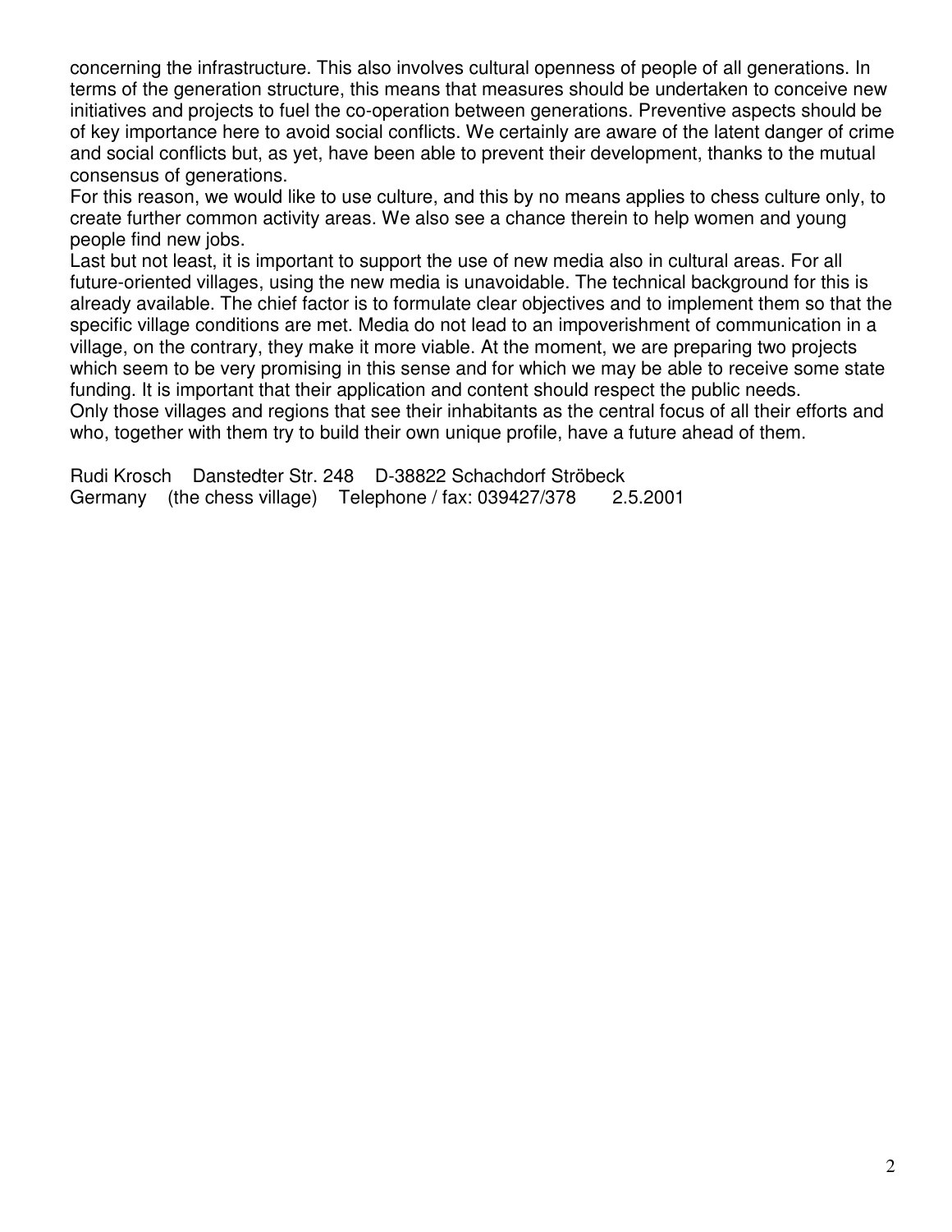concerning the infrastructure. This also involves cultural openness of people of all generations. In terms of the generation structure, this means that measures should be undertaken to conceive new initiatives and projects to fuel the co-operation between generations. Preventive aspects should be of key importance here to avoid social conflicts. We certainly are aware of the latent danger of crime and social conflicts but, as yet, have been able to prevent their development, thanks to the mutual consensus of generations.

For this reason, we would like to use culture, and this by no means applies to chess culture only, to create further common activity areas. We also see a chance therein to help women and young people find new jobs.

Last but not least, it is important to support the use of new media also in cultural areas. For all future-oriented villages, using the new media is unavoidable. The technical background for this is already available. The chief factor is to formulate clear objectives and to implement them so that the specific village conditions are met. Media do not lead to an impoverishment of communication in a village, on the contrary, they make it more viable. At the moment, we are preparing two projects which seem to be very promising in this sense and for which we may be able to receive some state funding. It is important that their application and content should respect the public needs.

Only those villages and regions that see their inhabitants as the central focus of all their efforts and who, together with them try to build their own unique profile, have a future ahead of them.

Rudi Krosch    Danstedter Str. 248    D-38822 Schachdorf Ströbeck
Germany    (the chess village)    Telephone / fax: 039427/378    2.5.2001